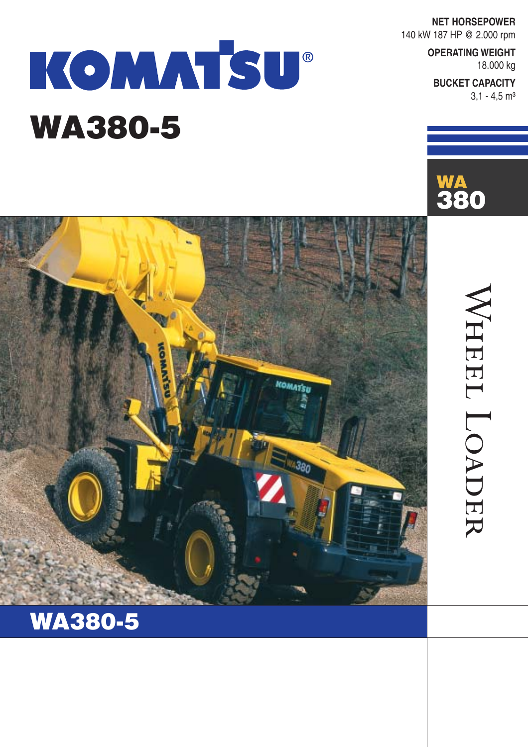# KOMATSU®

# WA380-5

**NET HORSEPOWER**
140 kW 187 HP @ 2.000 rpm

**OPERATING WEIGHT**
18.000 kg

**BUCKET CAPACITY**
3,1 - 4,5 m³

**WA 380**

WHEEL LOADER

## WA380-5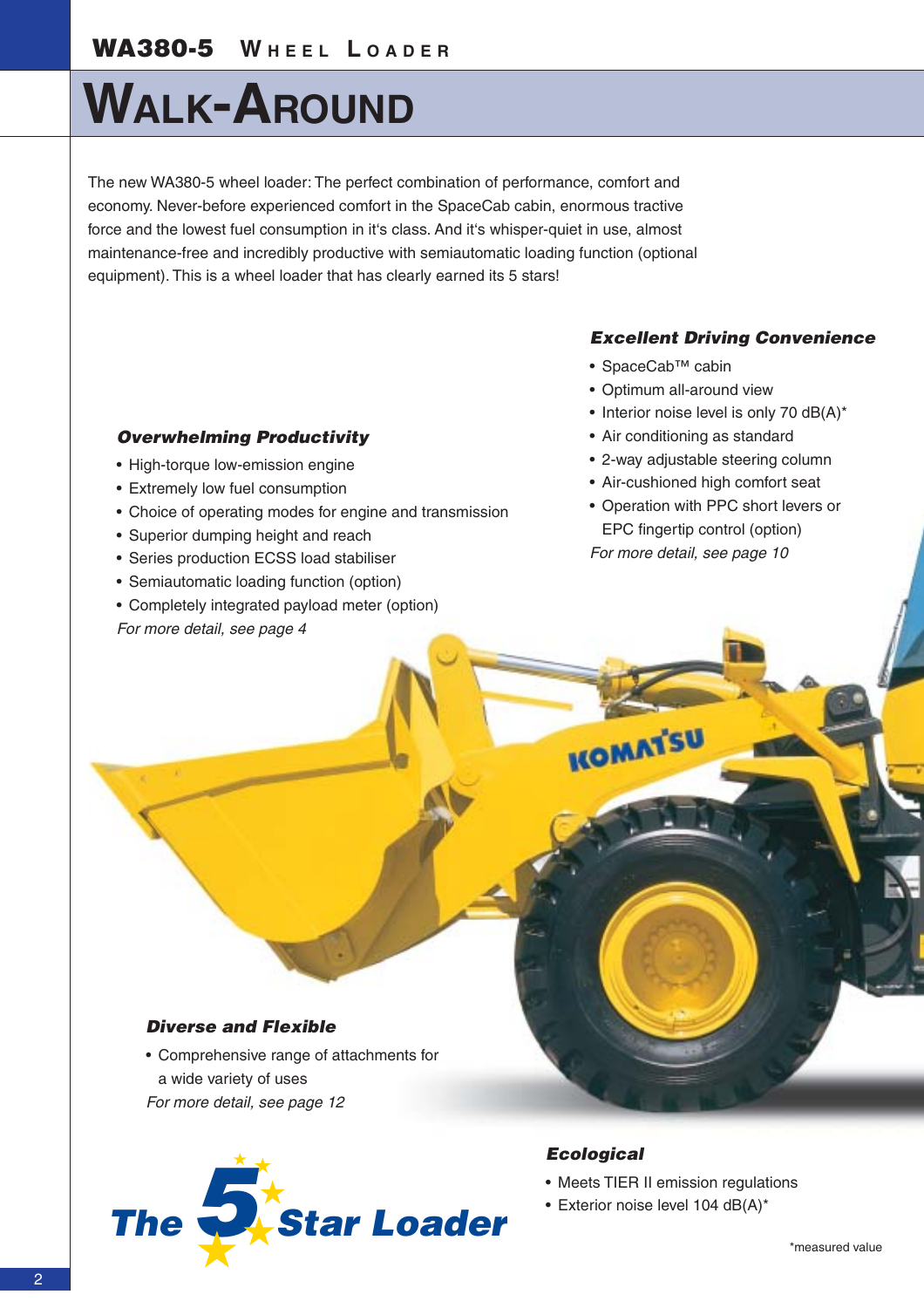# WALK-AROUND

The new WA380-5 wheel loader: The perfect combination of performance, comfort and economy. Never-before experienced comfort in the SpaceCab cabin, enormous tractive force and the lowest fuel consumption in it's class. And it's whisper-quiet in use, almost maintenance-free and incredibly productive with semiautomatic loading function (optional equipment). This is a wheel loader that has clearly earned its 5 stars!

### Excellent Driving Convenience

- SpaceCab™ cabin
- Optimum all-around view
- Interior noise level is only 70 dB(A)*
- Air conditioning as standard
- 2-way adjustable steering column
- Air-cushioned high comfort seat
- Operation with PPC short levers or EPC fingertip control (option)

*For more detail, see page 10*

### Overwhelming Productivity

- High-torque low-emission engine
- Extremely low fuel consumption
- Choice of operating modes for engine and transmission
- Superior dumping height and reach
- Series production ECSS load stabiliser
- Semiautomatic loading function (option)
- Completely integrated payload meter (option)

*For more detail, see page 4*

### Diverse and Flexible

- Comprehensive range of attachments for a wide variety of uses

*For more detail, see page 12*

**The 5 Star Loader**

### Ecological

- Meets TIER II emission regulations
- Exterior noise level 104 dB(A)*

*measured value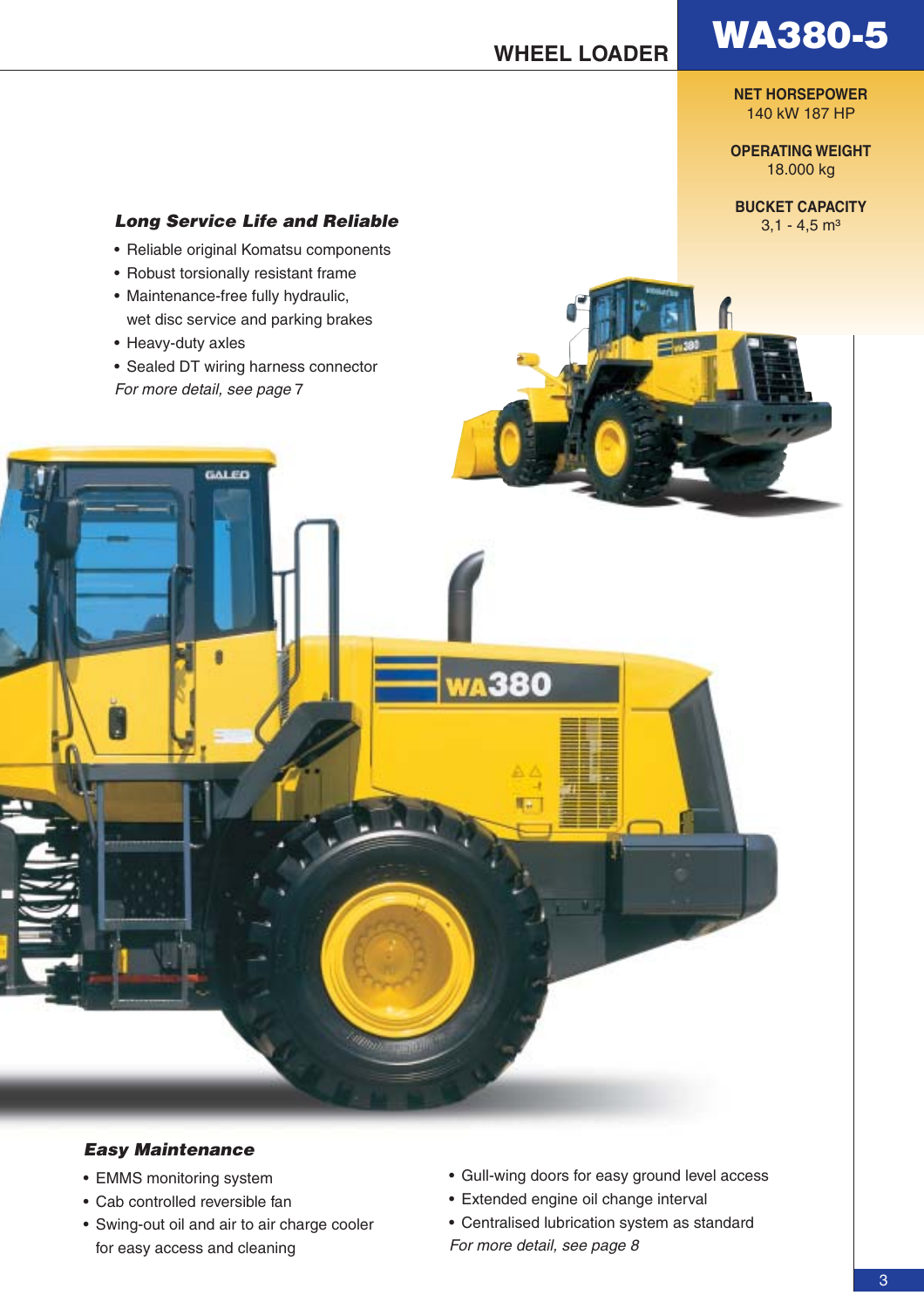# WA380-5

## WHEEL LOADER

**NET HORSEPOWER**
140 kW 187 HP

**OPERATING WEIGHT**
18.000 kg

**BUCKET CAPACITY**
3,1 - 4,5 m³

### *Long Service Life and Reliable*

- Reliable original Komatsu components
- Robust torsionally resistant frame
- Maintenance-free fully hydraulic, wet disc service and parking brakes
- Heavy-duty axles
- Sealed DT wiring harness connector

*For more detail, see page* 7

### *Easy Maintenance*

- EMMS monitoring system
- Cab controlled reversible fan
- Swing-out oil and air to air charge cooler for easy access and cleaning
- Gull-wing doors for easy ground level access
- Extended engine oil change interval
- Centralised lubrication system as standard

*For more detail, see page 8*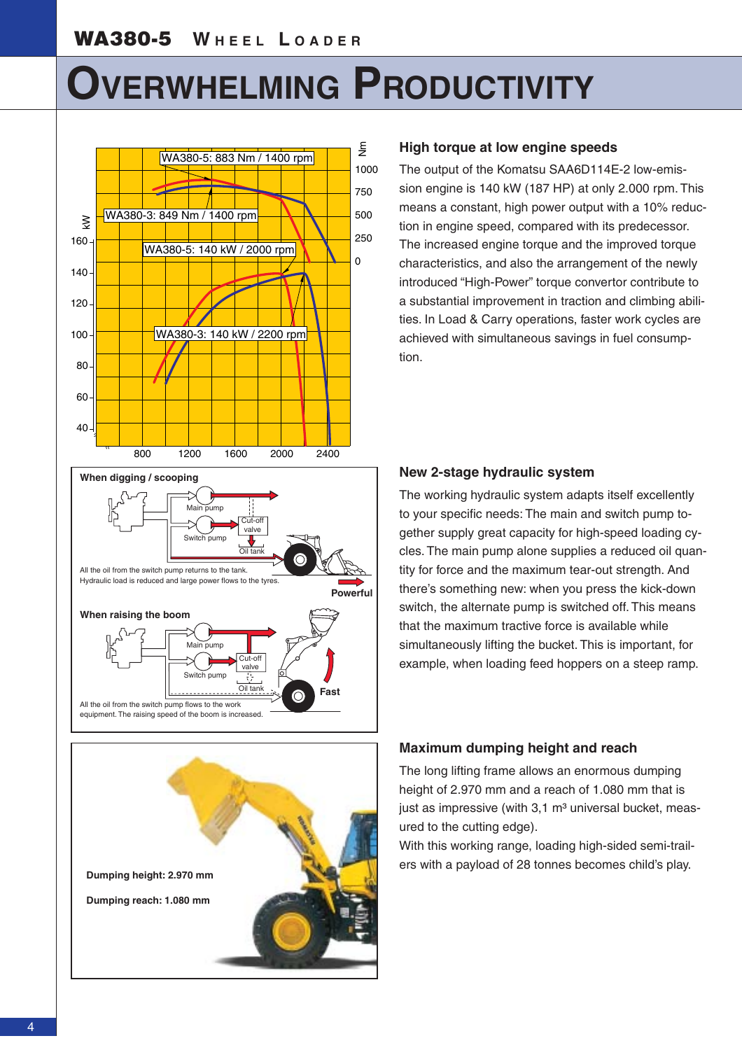# OVERWHELMING PRODUCTIVITY

WA380-5: 883 Nm / 1400 rpm

WA380-3: 849 Nm / 1400 rpm

WA380-5: 140 kW / 2000 rpm

WA380-3: 140 kW / 2200 rpm

When digging / scooping

All the oil from the switch pump returns to the tank. Hydraulic load is reduced and large power flows to the tyres.

Powerful

When raising the boom

All the oil from the switch pump flows to the work equipment. The raising speed of the boom is increased.

Fast

Dumping height: 2.970 mm

Dumping reach: 1.080 mm

## High torque at low engine speeds

The output of the Komatsu SAA6D114E-2 low-emission engine is 140 kW (187 HP) at only 2.000 rpm. This means a constant, high power output with a 10% reduction in engine speed, compared with its predecessor. The increased engine torque and the improved torque characteristics, and also the arrangement of the newly introduced "High-Power" torque convertor contribute to a substantial improvement in traction and climbing abilities. In Load & Carry operations, faster work cycles are achieved with simultaneous savings in fuel consumption.

## New 2-stage hydraulic system

The working hydraulic system adapts itself excellently to your specific needs: The main and switch pump together supply great capacity for high-speed loading cycles. The main pump alone supplies a reduced oil quantity for force and the maximum tear-out strength. And there's something new: when you press the kick-down switch, the alternate pump is switched off. This means that the maximum tractive force is available while simultaneously lifting the bucket. This is important, for example, when loading feed hoppers on a steep ramp.

## Maximum dumping height and reach

The long lifting frame allows an enormous dumping height of 2.970 mm and a reach of 1.080 mm that is just as impressive (with 3,1 m³ universal bucket, measured to the cutting edge).

With this working range, loading high-sided semi-trailers with a payload of 28 tonnes becomes child's play.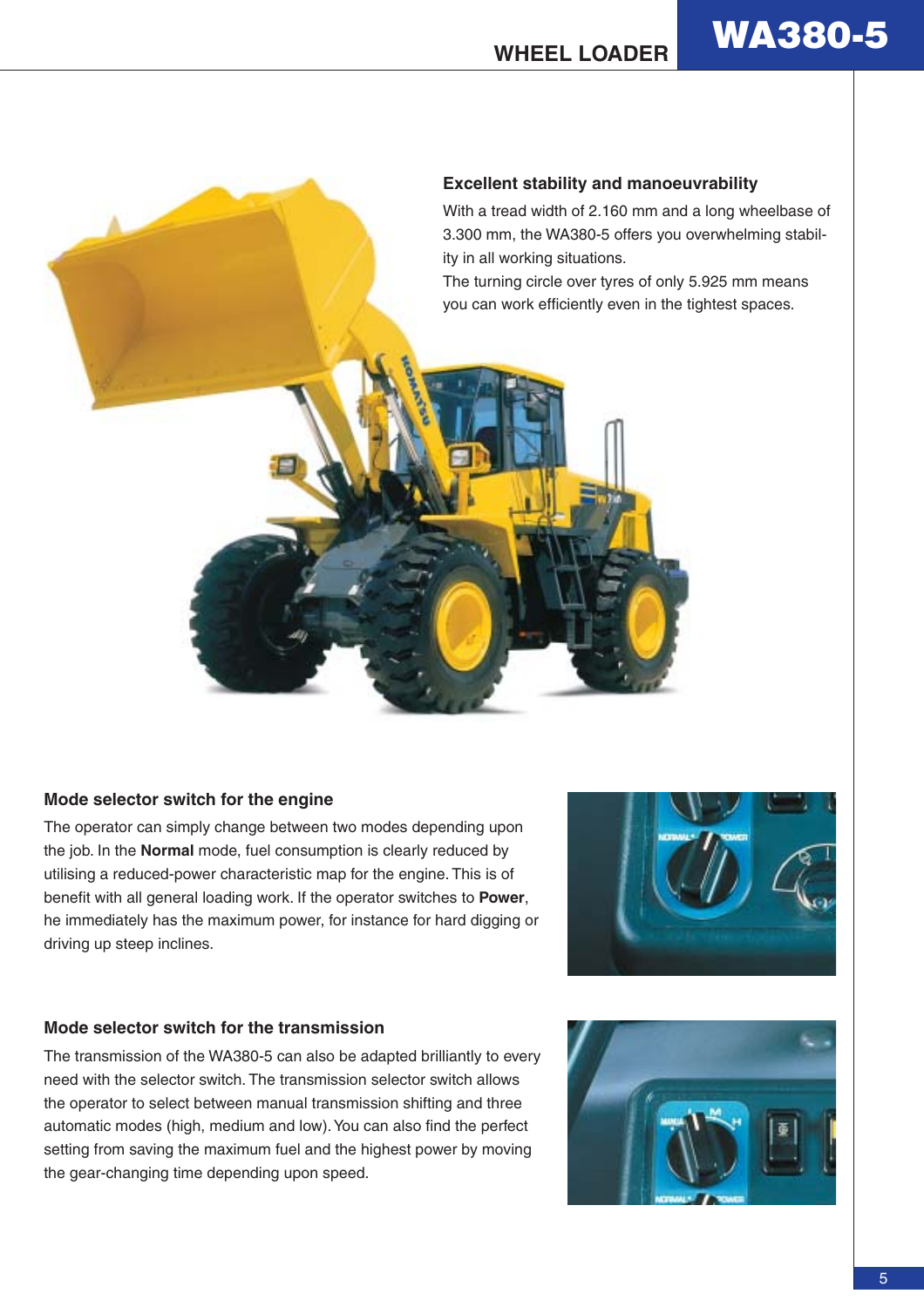### Excellent stability and manoeuvrability

With a tread width of 2.160 mm and a long wheelbase of 3.300 mm, the WA380-5 offers you overwhelming stability in all working situations.
The turning circle over tyres of only 5.925 mm means you can work efficiently even in the tightest spaces.

### Mode selector switch for the engine

The operator can simply change between two modes depending upon the job. In the **Normal** mode, fuel consumption is clearly reduced by utilising a reduced-power characteristic map for the engine. This is of benefit with all general loading work. If the operator switches to **Power**, he immediately has the maximum power, for instance for hard digging or driving up steep inclines.

### Mode selector switch for the transmission

The transmission of the WA380-5 can also be adapted brilliantly to every need with the selector switch. The transmission selector switch allows the operator to select between manual transmission shifting and three automatic modes (high, medium and low). You can also find the perfect setting from saving the maximum fuel and the highest power by moving the gear-changing time depending upon speed.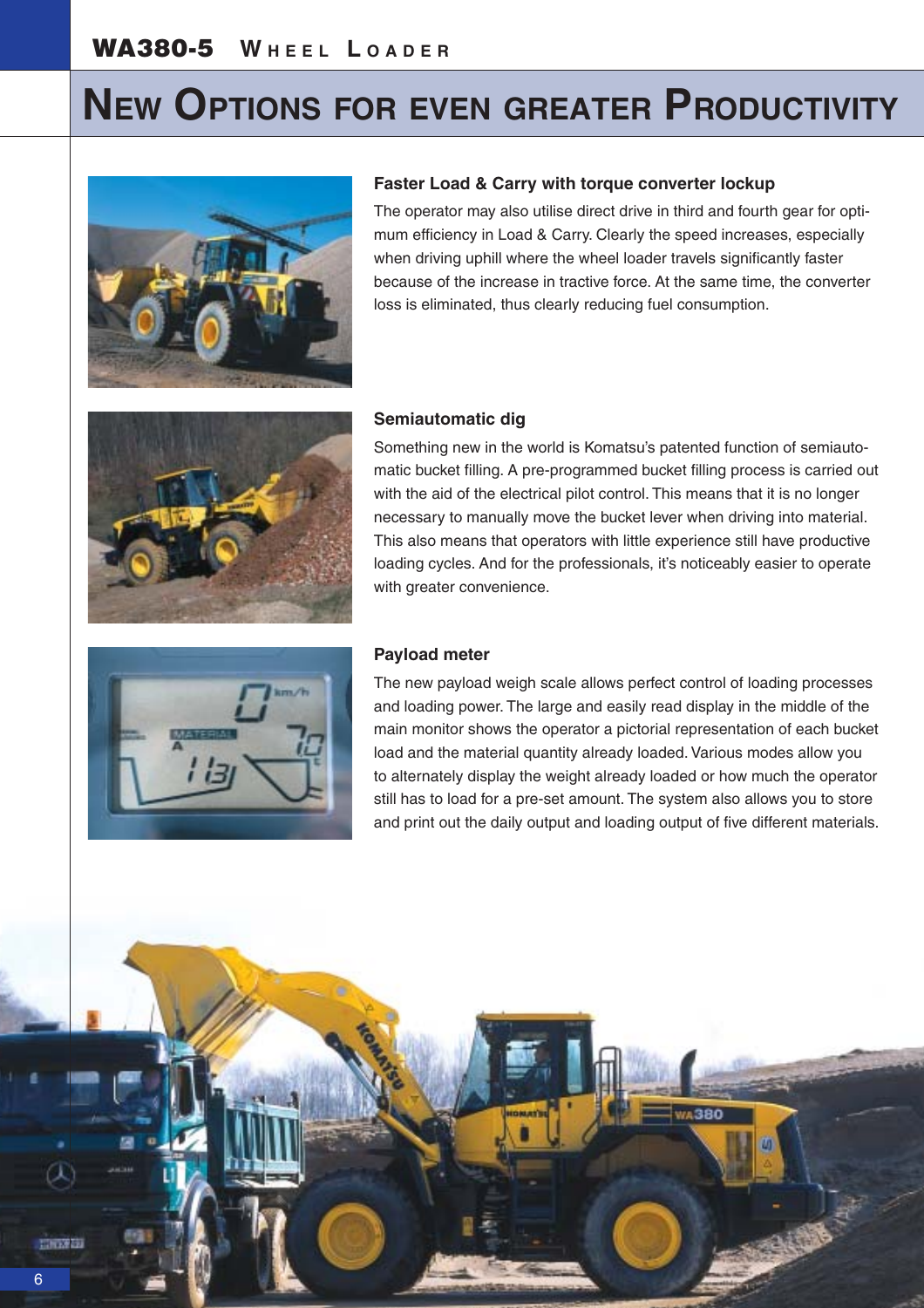# New Options for Even Greater Productivity

### Faster Load & Carry with torque converter lockup

The operator may also utilise direct drive in third and fourth gear for optimum efficiency in Load & Carry. Clearly the speed increases, especially when driving uphill where the wheel loader travels significantly faster because of the increase in tractive force. At the same time, the converter loss is eliminated, thus clearly reducing fuel consumption.

### Semiautomatic dig

Something new in the world is Komatsu's patented function of semiautomatic bucket filling. A pre-programmed bucket filling process is carried out with the aid of the electrical pilot control. This means that it is no longer necessary to manually move the bucket lever when driving into material. This also means that operators with little experience still have productive loading cycles. And for the professionals, it's noticeably easier to operate with greater convenience.

### Payload meter

The new payload weigh scale allows perfect control of loading processes and loading power. The large and easily read display in the middle of the main monitor shows the operator a pictorial representation of each bucket load and the material quantity already loaded. Various modes allow you to alternately display the weight already loaded or how much the operator still has to load for a pre-set amount. The system also allows you to store and print out the daily output and loading output of five different materials.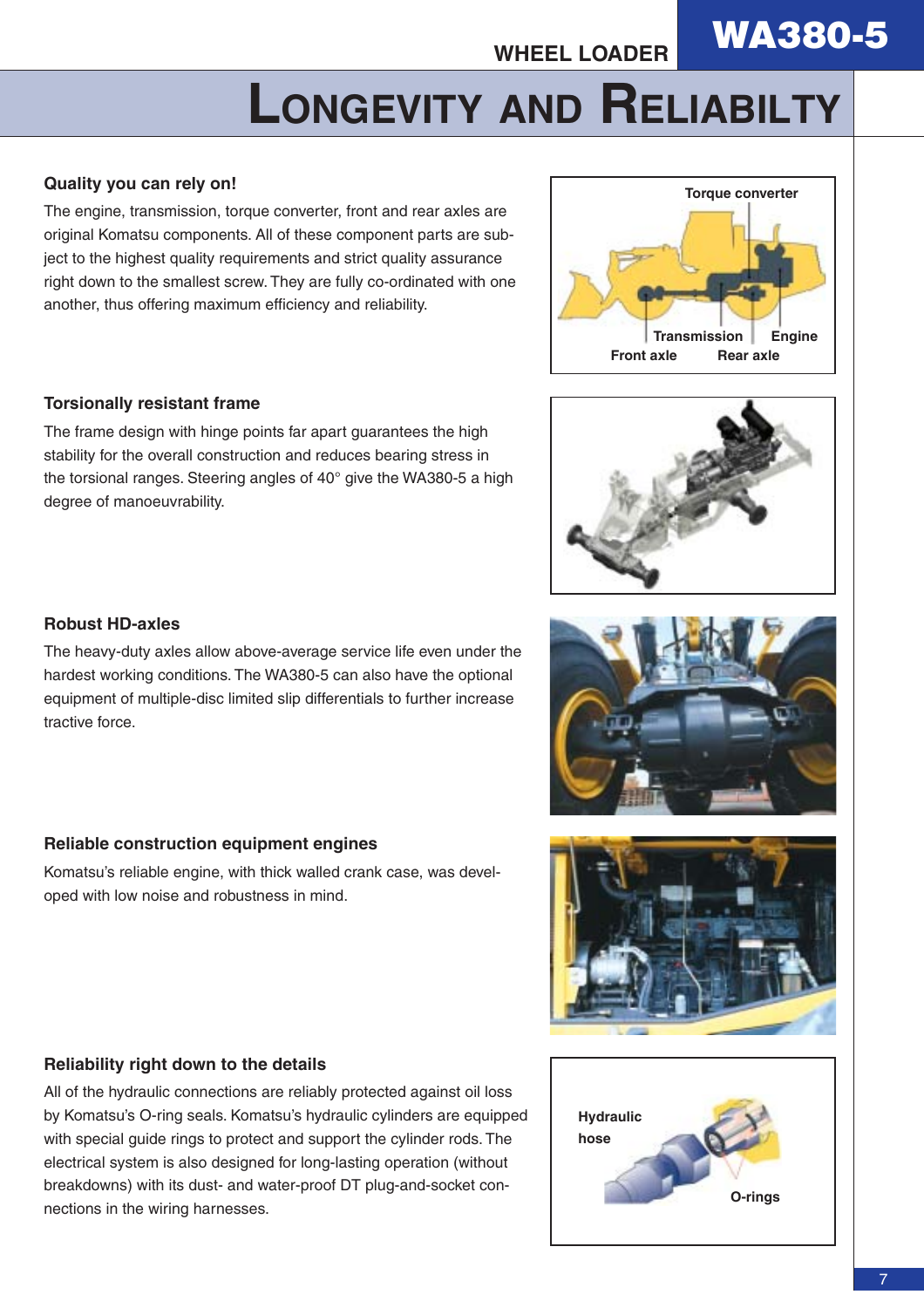# Longevity and Reliabilty

### Quality you can rely on!

The engine, transmission, torque converter, front and rear axles are original Komatsu components. All of these component parts are subject to the highest quality requirements and strict quality assurance right down to the smallest screw. They are fully co-ordinated with one another, thus offering maximum efficiency and reliability.

Torque converter
Transmission
Engine
Front axle
Rear axle

### Torsionally resistant frame

The frame design with hinge points far apart guarantees the high stability for the overall construction and reduces bearing stress in the torsional ranges. Steering angles of 40° give the WA380-5 a high degree of manoeuvrability.

### Robust HD-axles

The heavy-duty axles allow above-average service life even under the hardest working conditions. The WA380-5 can also have the optional equipment of multiple-disc limited slip differentials to further increase tractive force.

### Reliable construction equipment engines

Komatsu's reliable engine, with thick walled crank case, was developed with low noise and robustness in mind.

### Reliability right down to the details

All of the hydraulic connections are reliably protected against oil loss by Komatsu's O-ring seals. Komatsu's hydraulic cylinders are equipped with special guide rings to protect and support the cylinder rods. The electrical system is also designed for long-lasting operation (without breakdowns) with its dust- and water-proof DT plug-and-socket connections in the wiring harnesses.

Hydraulic hose
O-rings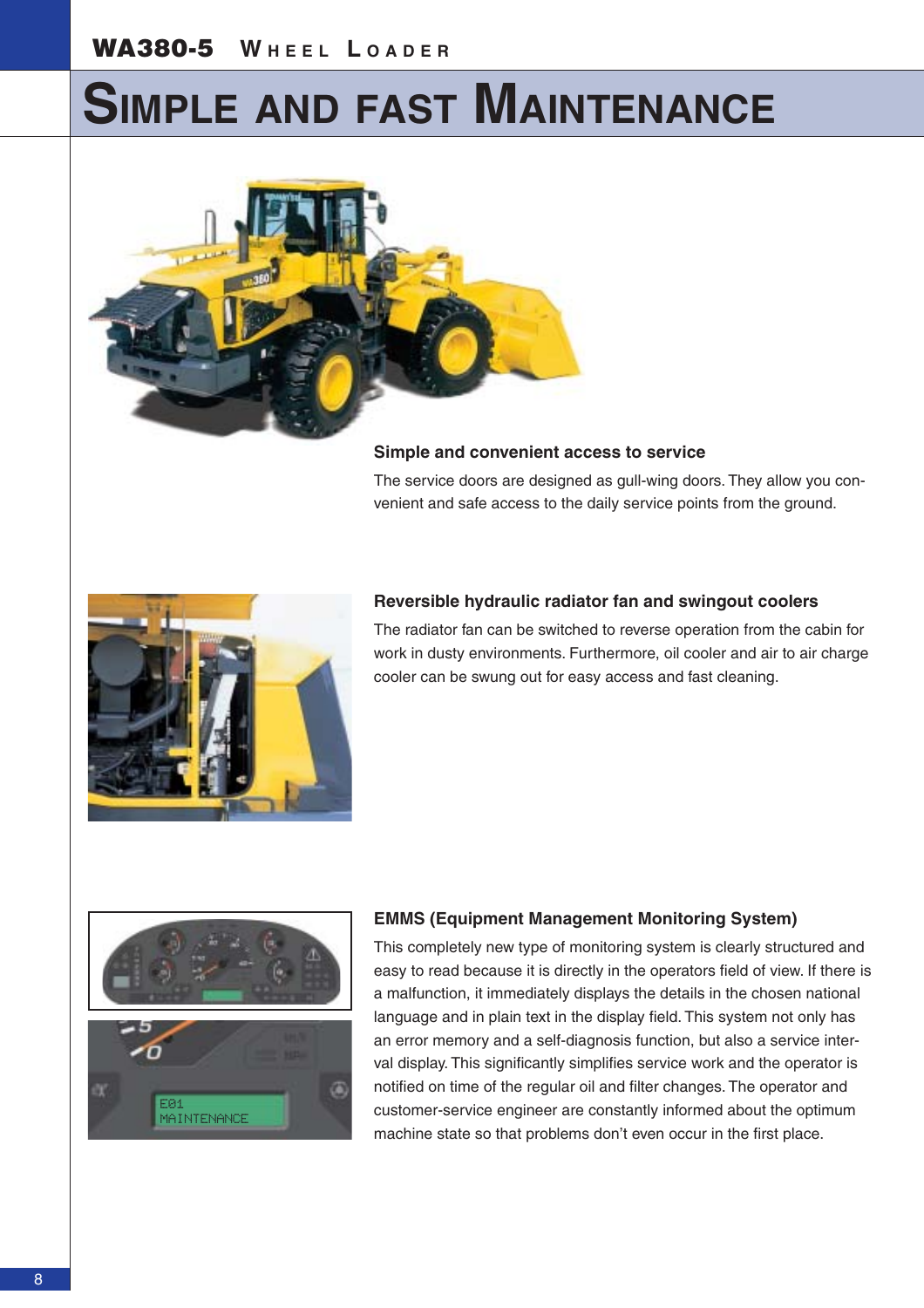# SIMPLE AND FAST MAINTENANCE

### Simple and convenient access to service

The service doors are designed as gull-wing doors. They allow you convenient and safe access to the daily service points from the ground.

### Reversible hydraulic radiator fan and swingout coolers

The radiator fan can be switched to reverse operation from the cabin for work in dusty environments. Furthermore, oil cooler and air to air charge cooler can be swung out for easy access and fast cleaning.

### EMMS (Equipment Management Monitoring System)

This completely new type of monitoring system is clearly structured and easy to read because it is directly in the operators field of view. If there is a malfunction, it immediately displays the details in the chosen national language and in plain text in the display field. This system not only has an error memory and a self-diagnosis function, but also a service interval display. This significantly simplifies service work and the operator is notified on time of the regular oil and filter changes. The operator and customer-service engineer are constantly informed about the optimum machine state so that problems don't even occur in the first place.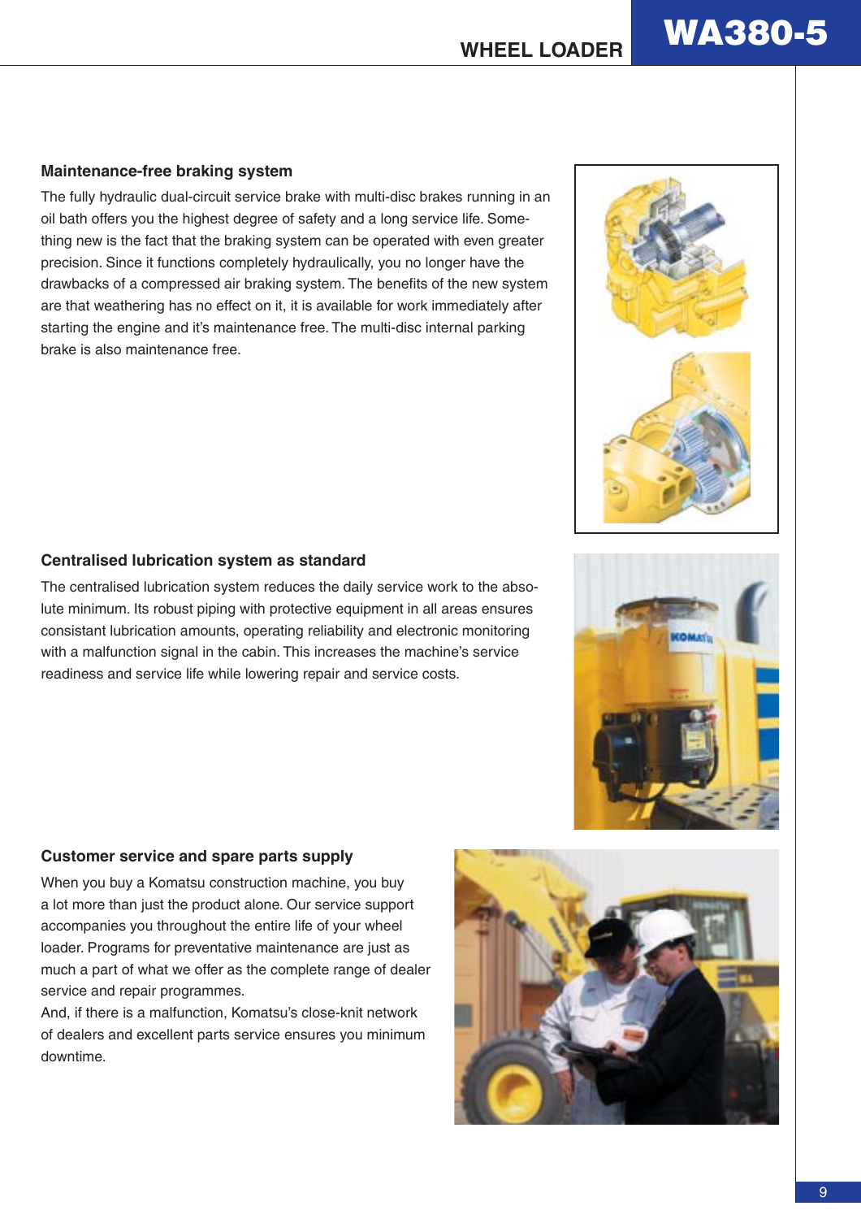### Maintenance-free braking system

The fully hydraulic dual-circuit service brake with multi-disc brakes running in an oil bath offers you the highest degree of safety and a long service life. Something new is the fact that the braking system can be operated with even greater precision. Since it functions completely hydraulically, you no longer have the drawbacks of a compressed air braking system. The benefits of the new system are that weathering has no effect on it, it is available for work immediately after starting the engine and it's maintenance free. The multi-disc internal parking brake is also maintenance free.

### Centralised lubrication system as standard

The centralised lubrication system reduces the daily service work to the absolute minimum. Its robust piping with protective equipment in all areas ensures consistant lubrication amounts, operating reliability and electronic monitoring with a malfunction signal in the cabin. This increases the machine's service readiness and service life while lowering repair and service costs.

### Customer service and spare parts supply

When you buy a Komatsu construction machine, you buy a lot more than just the product alone. Our service support accompanies you throughout the entire life of your wheel loader. Programs for preventative maintenance are just as much a part of what we offer as the complete range of dealer service and repair programmes.

And, if there is a malfunction, Komatsu's close-knit network of dealers and excellent parts service ensures you minimum downtime.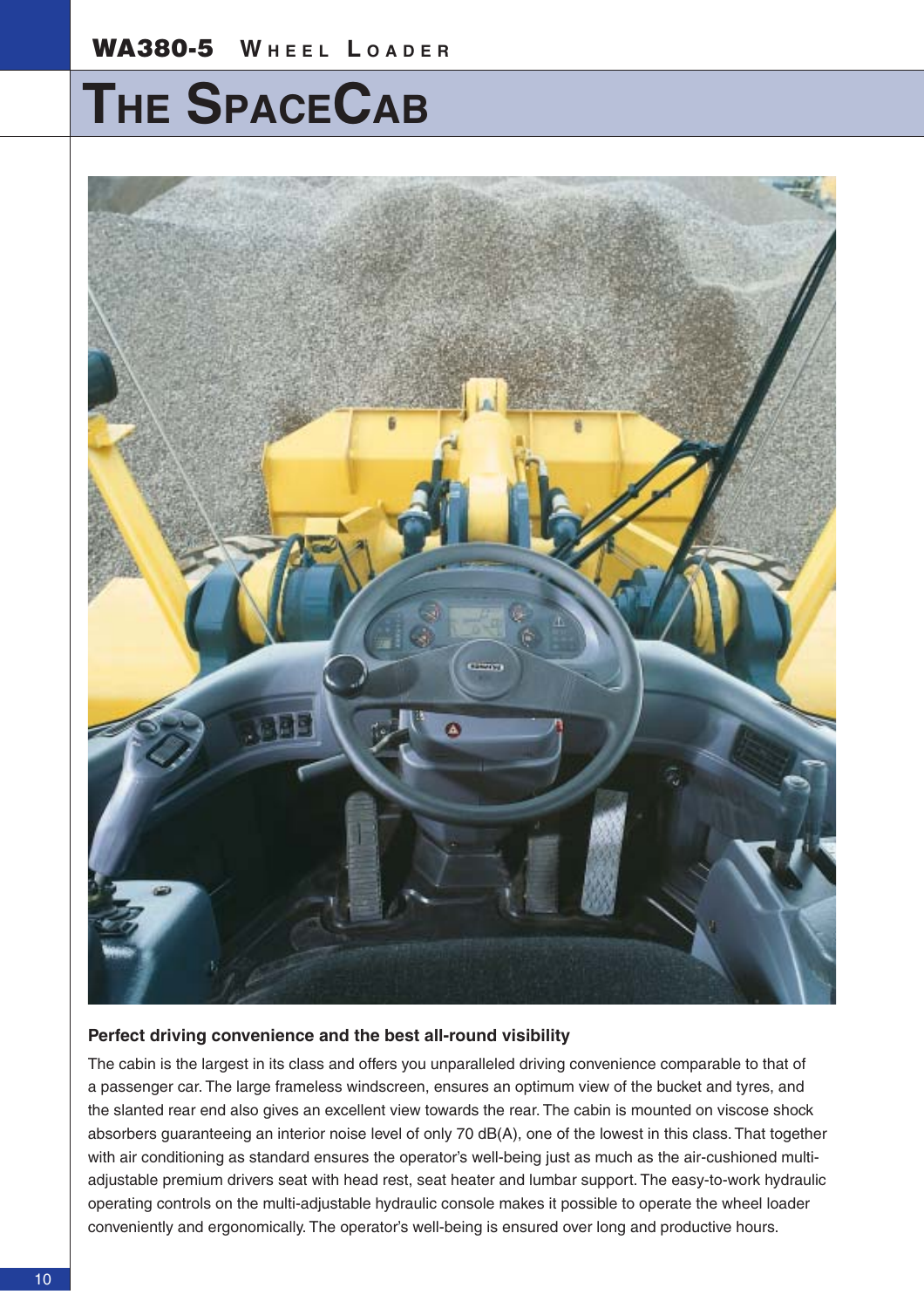# The SpaceCab

### Perfect driving convenience and the best all-round visibility

The cabin is the largest in its class and offers you unparalleled driving convenience comparable to that of a passenger car. The large frameless windscreen, ensures an optimum view of the bucket and tyres, and the slanted rear end also gives an excellent view towards the rear. The cabin is mounted on viscose shock absorbers guaranteeing an interior noise level of only 70 dB(A), one of the lowest in this class. That together with air conditioning as standard ensures the operator's well-being just as much as the air-cushioned multi-adjustable premium drivers seat with head rest, seat heater and lumbar support. The easy-to-work hydraulic operating controls on the multi-adjustable hydraulic console makes it possible to operate the wheel loader conveniently and ergonomically. The operator's well-being is ensured over long and productive hours.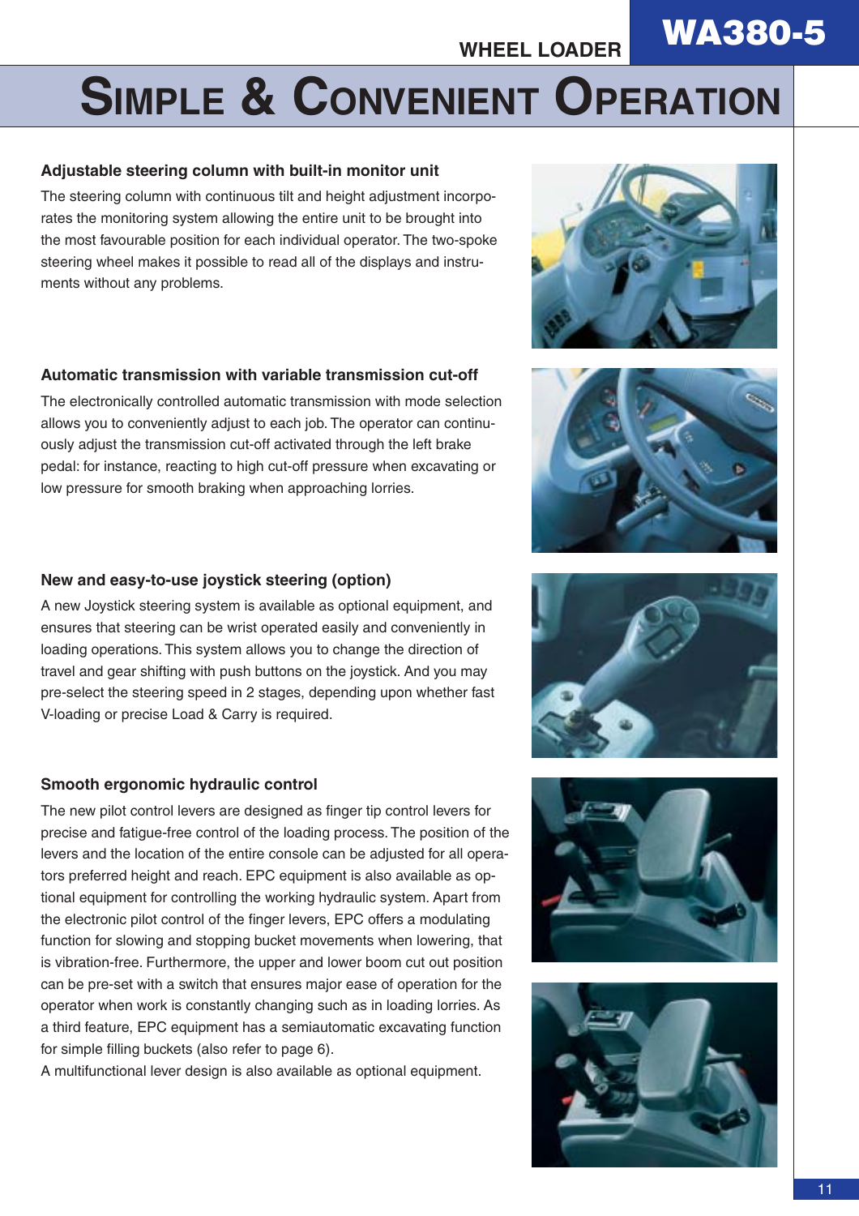# Simple & Convenient Operation

### Adjustable steering column with built-in monitor unit

The steering column with continuous tilt and height adjustment incorporates the monitoring system allowing the entire unit to be brought into the most favourable position for each individual operator. The two-spoke steering wheel makes it possible to read all of the displays and instruments without any problems.

### Automatic transmission with variable transmission cut-off

The electronically controlled automatic transmission with mode selection allows you to conveniently adjust to each job. The operator can continuously adjust the transmission cut-off activated through the left brake pedal: for instance, reacting to high cut-off pressure when excavating or low pressure for smooth braking when approaching lorries.

### New and easy-to-use joystick steering (option)

A new Joystick steering system is available as optional equipment, and ensures that steering can be wrist operated easily and conveniently in loading operations. This system allows you to change the direction of travel and gear shifting with push buttons on the joystick. And you may pre-select the steering speed in 2 stages, depending upon whether fast V-loading or precise Load & Carry is required.

### Smooth ergonomic hydraulic control

The new pilot control levers are designed as finger tip control levers for precise and fatigue-free control of the loading process. The position of the levers and the location of the entire console can be adjusted for all operators preferred height and reach. EPC equipment is also available as optional equipment for controlling the working hydraulic system. Apart from the electronic pilot control of the finger levers, EPC offers a modulating function for slowing and stopping bucket movements when lowering, that is vibration-free. Furthermore, the upper and lower boom cut out position can be pre-set with a switch that ensures major ease of operation for the operator when work is constantly changing such as in loading lorries. As a third feature, EPC equipment has a semiautomatic excavating function for simple filling buckets (also refer to page 6).

A multifunctional lever design is also available as optional equipment.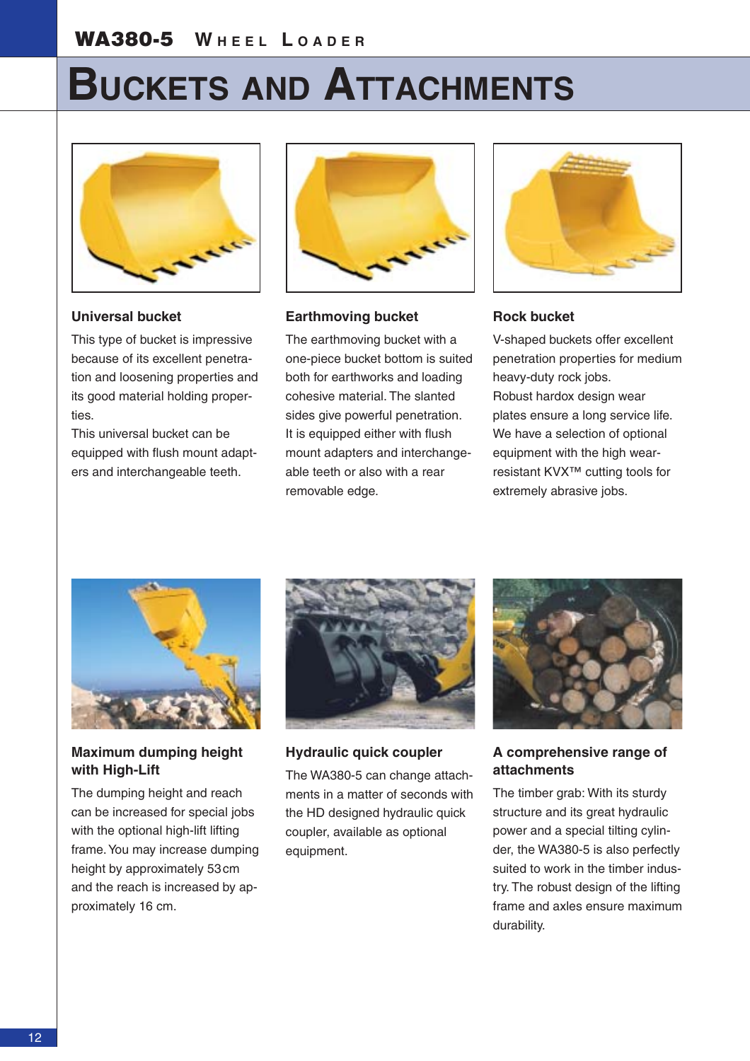# Buckets and Attachments

### Universal bucket

This type of bucket is impressive because of its excellent penetration and loosening properties and its good material holding properties.
This universal bucket can be equipped with flush mount adapters and interchangeable teeth.

### Earthmoving bucket

The earthmoving bucket with a one-piece bucket bottom is suited both for earthworks and loading cohesive material. The slanted sides give powerful penetration. It is equipped either with flush mount adapters and interchangeable teeth or also with a rear removable edge.

### Rock bucket

V-shaped buckets offer excellent penetration properties for medium heavy-duty rock jobs.
Robust hardox design wear plates ensure a long service life. We have a selection of optional equipment with the high wear-resistant KVX™ cutting tools for extremely abrasive jobs.

### Maximum dumping height with High-Lift

The dumping height and reach can be increased for special jobs with the optional high-lift lifting frame. You may increase dumping height by approximately 53 cm and the reach is increased by approximately 16 cm.

### Hydraulic quick coupler

The WA380-5 can change attachments in a matter of seconds with the HD designed hydraulic quick coupler, available as optional equipment.

### A comprehensive range of attachments

The timber grab: With its sturdy structure and its great hydraulic power and a special tilting cylinder, the WA380-5 is also perfectly suited to work in the timber industry. The robust design of the lifting frame and axles ensure maximum durability.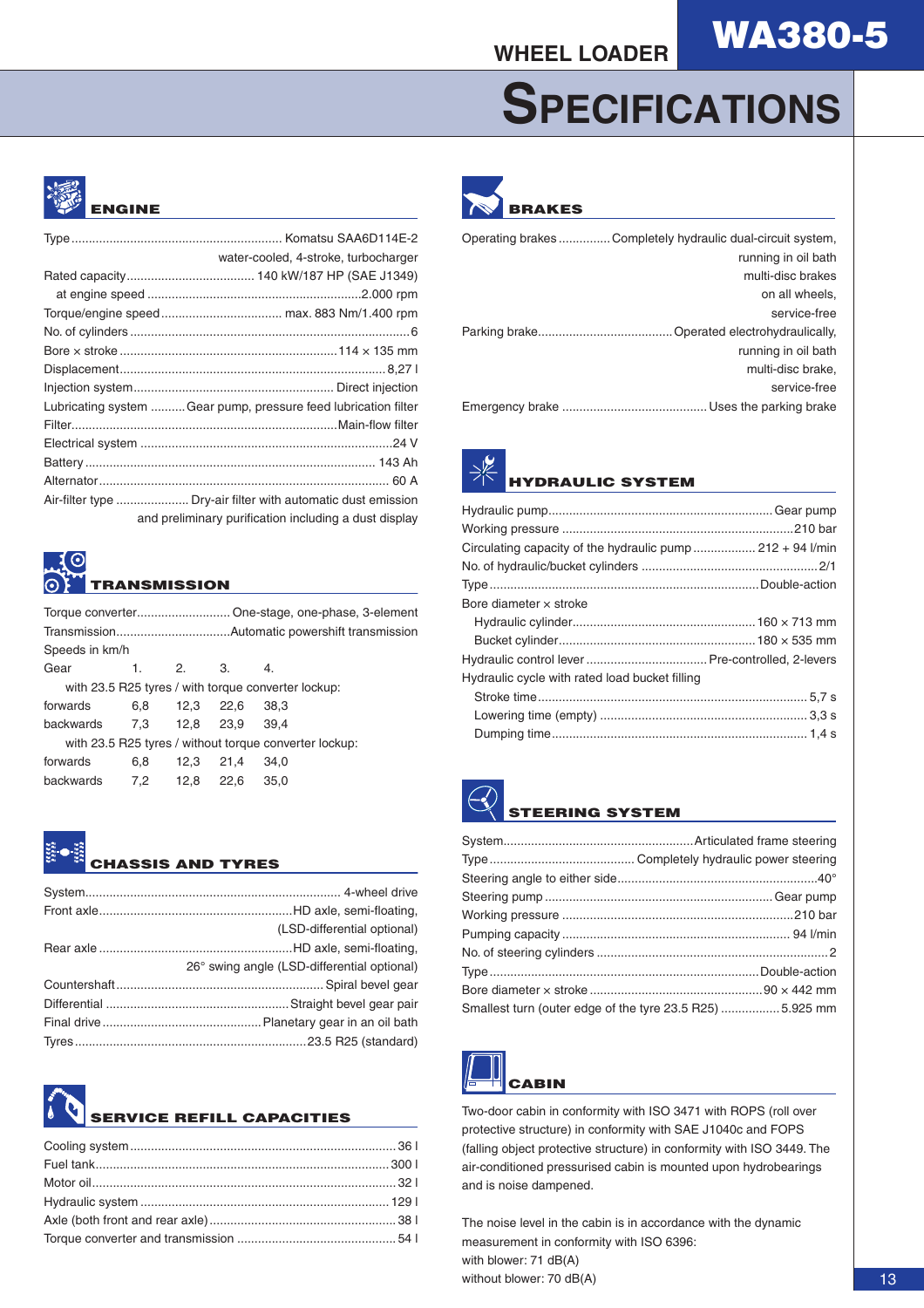# WHEEL LOADER WA380-5

# SPECIFICATIONS

## ENGINE

- Type ........ Komatsu SAA6D114E-2 water-cooled, 4-stroke, turbocharger
- Rated capacity ........ 140 kW/187 HP (SAE J1349)
  - at engine speed ........ 2.000 rpm
- Torque/engine speed ........ max. 883 Nm/1.400 rpm
- No. of cylinders ........ 6
- Bore × stroke ........ 114 × 135 mm
- Displacement ........ 8,27 l
- Injection system ........ Direct injection
- Lubricating system ........ Gear pump, pressure feed lubrication filter
- Filter ........ Main-flow filter
- Electrical system ........ 24 V
- Battery ........ 143 Ah
- Alternator ........ 60 A
- Air-filter type ........ Dry-air filter with automatic dust emission and preliminary purification including a dust display

## TRANSMISSION

- Torque converter ........ One-stage, one-phase, 3-element
- Transmission ........ Automatic powershift transmission

Speeds in km/h

| Gear | 1. | 2. | 3. | 4. |
|---|---|---|---|---|
| with 23.5 R25 tyres / with torque converter lockup: | | | | |
| forwards | 6,8 | 12,3 | 22,6 | 38,3 |
| backwards | 7,3 | 12,8 | 23,9 | 39,4 |
| with 23.5 R25 tyres / without torque converter lockup: | | | | |
| forwards | 6,8 | 12,3 | 21,4 | 34,0 |
| backwards | 7,2 | 12,8 | 22,6 | 35,0 |

## CHASSIS AND TYRES

- System ........ 4-wheel drive
- Front axle ........ HD axle, semi-floating, (LSD-differential optional)
- Rear axle ........ HD axle, semi-floating, 26° swing angle (LSD-differential optional)
- Countershaft ........ Spiral bevel gear
- Differential ........ Straight bevel gear pair
- Final drive ........ Planetary gear in an oil bath
- Tyres ........ 23.5 R25 (standard)

## SERVICE REFILL CAPACITIES

- Cooling system ........ 36 l
- Fuel tank ........ 300 l
- Motor oil ........ 32 l
- Hydraulic system ........ 129 l
- Axle (both front and rear axle) ........ 38 l
- Torque converter and transmission ........ 54 l

## BRAKES

- Operating brakes ........ Completely hydraulic dual-circuit system, running in oil bath multi-disc brakes on all wheels, service-free
- Parking brake ........ Operated electrohydraulically, running in oil bath multi-disc brake, service-free
- Emergency brake ........ Uses the parking brake

## HYDRAULIC SYSTEM

- Hydraulic pump ........ Gear pump
- Working pressure ........ 210 bar
- Circulating capacity of the hydraulic pump ........ 212 + 94 l/min
- No. of hydraulic/bucket cylinders ........ 2/1
- Type ........ Double-action
- Bore diameter × stroke
  - Hydraulic cylinder ........ 160 × 713 mm
  - Bucket cylinder ........ 180 × 535 mm
- Hydraulic control lever ........ Pre-controlled, 2-levers
- Hydraulic cycle with rated load bucket filling
  - Stroke time ........ 5,7 s
  - Lowering time (empty) ........ 3,3 s
  - Dumping time ........ 1,4 s

## STEERING SYSTEM

- System ........ Articulated frame steering
- Type ........ Completely hydraulic power steering
- Steering angle to either side ........ 40°
- Steering pump ........ Gear pump
- Working pressure ........ 210 bar
- Pumping capacity ........ 94 l/min
- No. of steering cylinders ........ 2
- Type ........ Double-action
- Bore diameter × stroke ........ 90 × 442 mm
- Smallest turn (outer edge of the tyre 23.5 R25) ........ 5.925 mm

## CABIN

Two-door cabin in conformity with ISO 3471 with ROPS (roll over protective structure) in conformity with SAE J1040c and FOPS (falling object protective structure) in conformity with ISO 3449. The air-conditioned pressurised cabin is mounted upon hydrobearings and is noise dampened.

The noise level in the cabin is in accordance with the dynamic measurement in conformity with ISO 6396:
with blower: 71 dB(A)
without blower: 70 dB(A)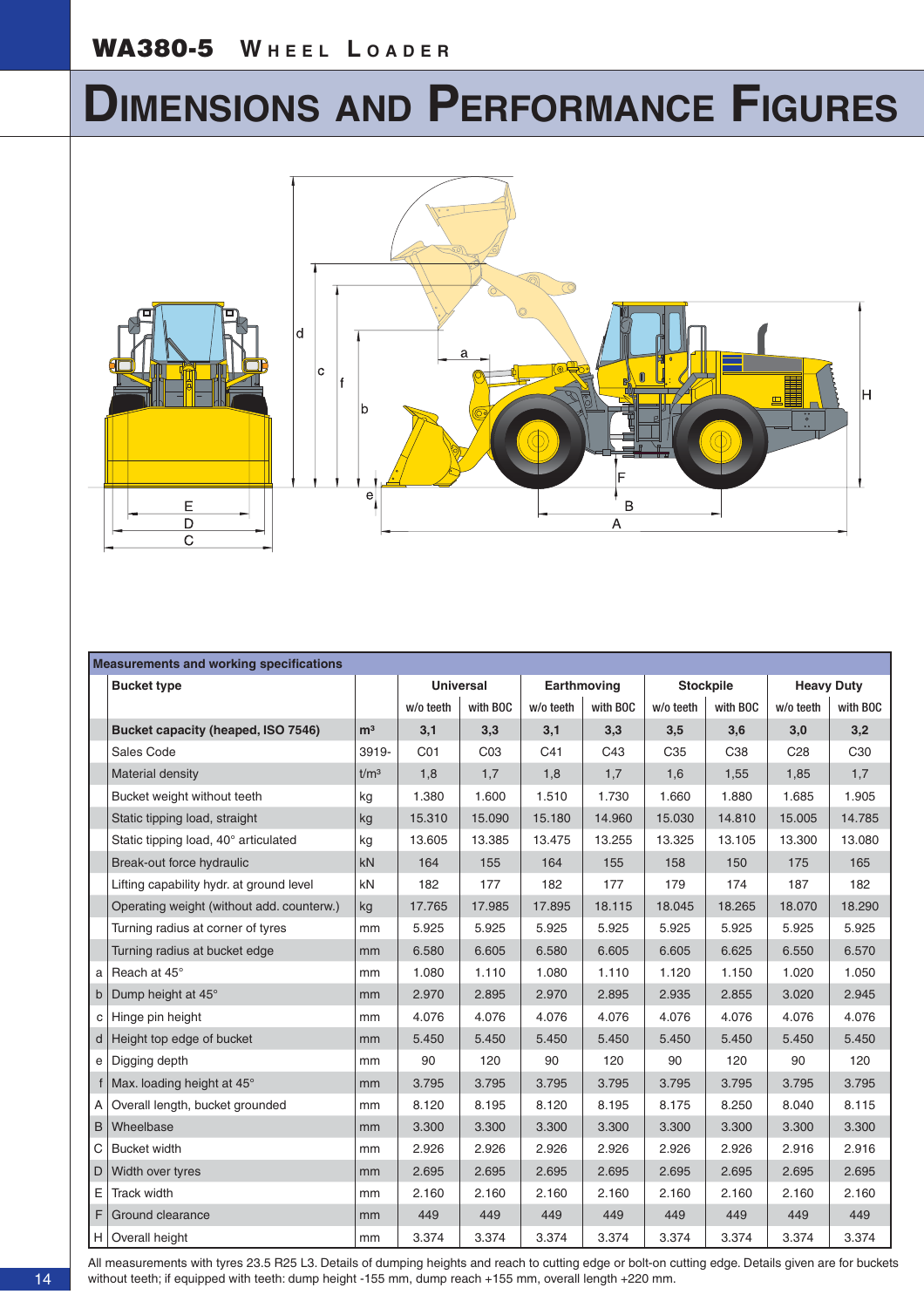# WA380-5 Wheel Loader

# Dimensions and Performance Figures

| | Measurements and working specifications | | | | | | | | | |
|---|---|---|---|---|---|---|---|---|---|---|
| | **Bucket type** | | **Universal** | | **Earthmoving** | | **Stockpile** | | **Heavy Duty** | |
| | | | w/o teeth | with BOC | w/o teeth | with BOC | w/o teeth | with BOC | w/o teeth | with BOC |
| | **Bucket capacity (heaped, ISO 7546)** | **m³** | **3,1** | **3,3** | **3,1** | **3,3** | **3,5** | **3,6** | **3,0** | **3,2** |
| | Sales Code | 3919- | C01 | C03 | C41 | C43 | C35 | C38 | C28 | C30 |
| | Material density | t/m³ | 1,8 | 1,7 | 1,8 | 1,7 | 1,6 | 1,55 | 1,85 | 1,7 |
| | Bucket weight without teeth | kg | 1.380 | 1.600 | 1.510 | 1.730 | 1.660 | 1.880 | 1.685 | 1.905 |
| | Static tipping load, straight | kg | 15.310 | 15.090 | 15.180 | 14.960 | 15.030 | 14.810 | 15.005 | 14.785 |
| | Static tipping load, 40° articulated | kg | 13.605 | 13.385 | 13.475 | 13.255 | 13.325 | 13.105 | 13.300 | 13.080 |
| | Break-out force hydraulic | kN | 164 | 155 | 164 | 155 | 158 | 150 | 175 | 165 |
| | Lifting capability hydr. at ground level | kN | 182 | 177 | 182 | 177 | 179 | 174 | 187 | 182 |
| | Operating weight (without add. counterw.) | kg | 17.765 | 17.985 | 17.895 | 18.115 | 18.045 | 18.265 | 18.070 | 18.290 |
| | Turning radius at corner of tyres | mm | 5.925 | 5.925 | 5.925 | 5.925 | 5.925 | 5.925 | 5.925 | 5.925 |
| | Turning radius at bucket edge | mm | 6.580 | 6.605 | 6.580 | 6.605 | 6.605 | 6.625 | 6.550 | 6.570 |
| a | Reach at 45° | mm | 1.080 | 1.110 | 1.080 | 1.110 | 1.120 | 1.150 | 1.020 | 1.050 |
| b | Dump height at 45° | mm | 2.970 | 2.895 | 2.970 | 2.895 | 2.935 | 2.855 | 3.020 | 2.945 |
| c | Hinge pin height | mm | 4.076 | 4.076 | 4.076 | 4.076 | 4.076 | 4.076 | 4.076 | 4.076 |
| d | Height top edge of bucket | mm | 5.450 | 5.450 | 5.450 | 5.450 | 5.450 | 5.450 | 5.450 | 5.450 |
| e | Digging depth | mm | 90 | 120 | 90 | 120 | 90 | 120 | 90 | 120 |
| f | Max. loading height at 45° | mm | 3.795 | 3.795 | 3.795 | 3.795 | 3.795 | 3.795 | 3.795 | 3.795 |
| A | Overall length, bucket grounded | mm | 8.120 | 8.195 | 8.120 | 8.195 | 8.175 | 8.250 | 8.040 | 8.115 |
| B | Wheelbase | mm | 3.300 | 3.300 | 3.300 | 3.300 | 3.300 | 3.300 | 3.300 | 3.300 |
| C | Bucket width | mm | 2.926 | 2.926 | 2.926 | 2.926 | 2.926 | 2.926 | 2.916 | 2.916 |
| D | Width over tyres | mm | 2.695 | 2.695 | 2.695 | 2.695 | 2.695 | 2.695 | 2.695 | 2.695 |
| E | Track width | mm | 2.160 | 2.160 | 2.160 | 2.160 | 2.160 | 2.160 | 2.160 | 2.160 |
| F | Ground clearance | mm | 449 | 449 | 449 | 449 | 449 | 449 | 449 | 449 |
| H | Overall height | mm | 3.374 | 3.374 | 3.374 | 3.374 | 3.374 | 3.374 | 3.374 | 3.374 |

All measurements with tyres 23.5 R25 L3. Details of dumping heights and reach to cutting edge or bolt-on cutting edge. Details given are for buckets without teeth; if equipped with teeth: dump height -155 mm, dump reach +155 mm, overall length +220 mm.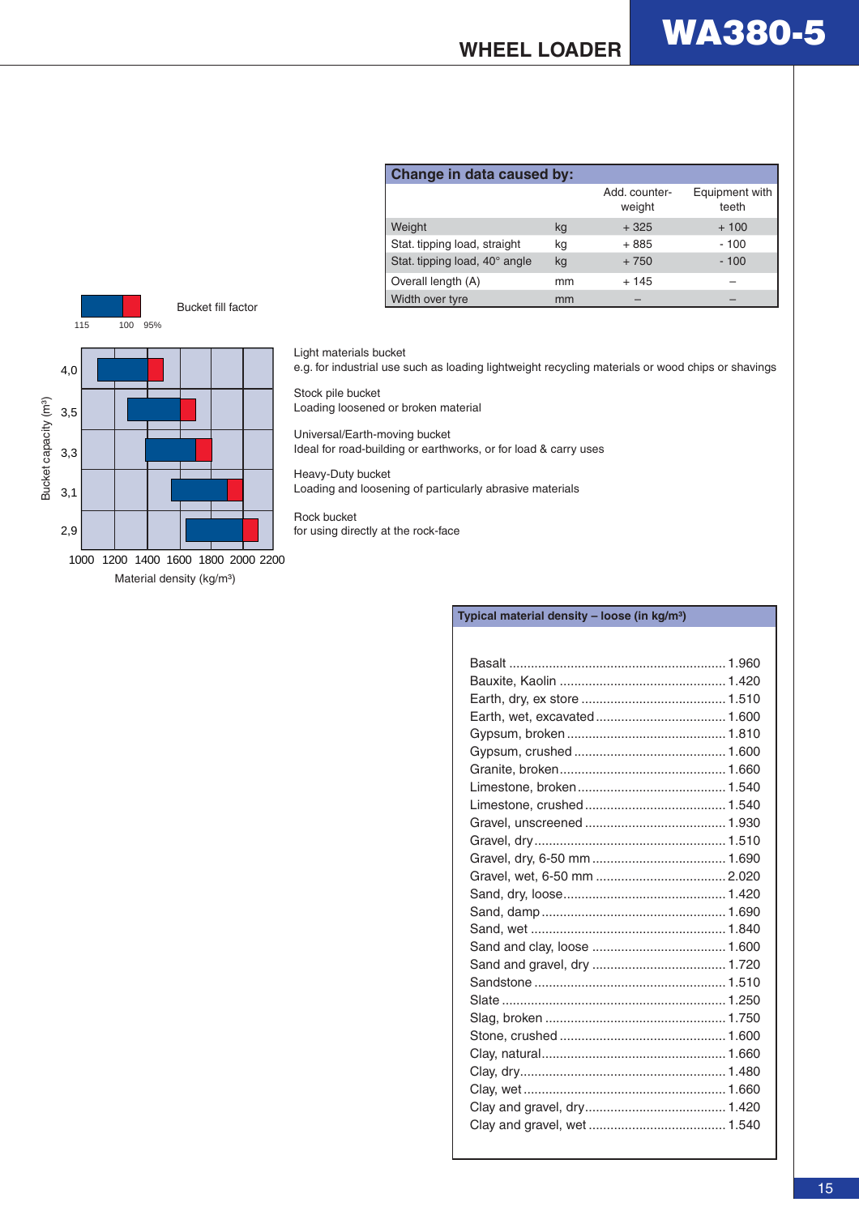## Change in data caused by:

| | | Add. counter-weight | Equipment with teeth |
|---|---|---|---|
| Weight | kg | + 325 | + 100 |
| Stat. tipping load, straight | kg | + 885 | - 100 |
| Stat. tipping load, 40° angle | kg | + 750 | - 100 |
| Overall length (A) | mm | + 145 | – |
| Width over tyre | mm | – | – |

Bucket fill factor

115 100 95%

Bucket capacity (m³)

4,0
3,5
3,3
3,1
2,9

1000 1200 1400 1600 1800 2000 2200

Material density (kg/m³)

Light materials bucket
e.g. for industrial use such as loading lightweight recycling materials or wood chips or shavings

Stock pile bucket
Loading loosened or broken material

Universal/Earth-moving bucket
Ideal for road-building or earthworks, or for load & carry uses

Heavy-Duty bucket
Loading and loosening of particularly abrasive materials

Rock bucket
for using directly at the rock-face

## Typical material density – loose (in kg/m³)

| Material | Density |
|---|---|
| Basalt | 1.960 |
| Bauxite, Kaolin | 1.420 |
| Earth, dry, ex store | 1.510 |
| Earth, wet, excavated | 1.600 |
| Gypsum, broken | 1.810 |
| Gypsum, crushed | 1.600 |
| Granite, broken | 1.660 |
| Limestone, broken | 1.540 |
| Limestone, crushed | 1.540 |
| Gravel, unscreened | 1.930 |
| Gravel, dry | 1.510 |
| Gravel, dry, 6-50 mm | 1.690 |
| Gravel, wet, 6-50 mm | 2.020 |
| Sand, dry, loose | 1.420 |
| Sand, damp | 1.690 |
| Sand, wet | 1.840 |
| Sand and clay, loose | 1.600 |
| Sand and gravel, dry | 1.720 |
| Sandstone | 1.510 |
| Slate | 1.250 |
| Slag, broken | 1.750 |
| Stone, crushed | 1.600 |
| Clay, natural | 1.660 |
| Clay, dry | 1.480 |
| Clay, wet | 1.660 |
| Clay and gravel, dry | 1.420 |
| Clay and gravel, wet | 1.540 |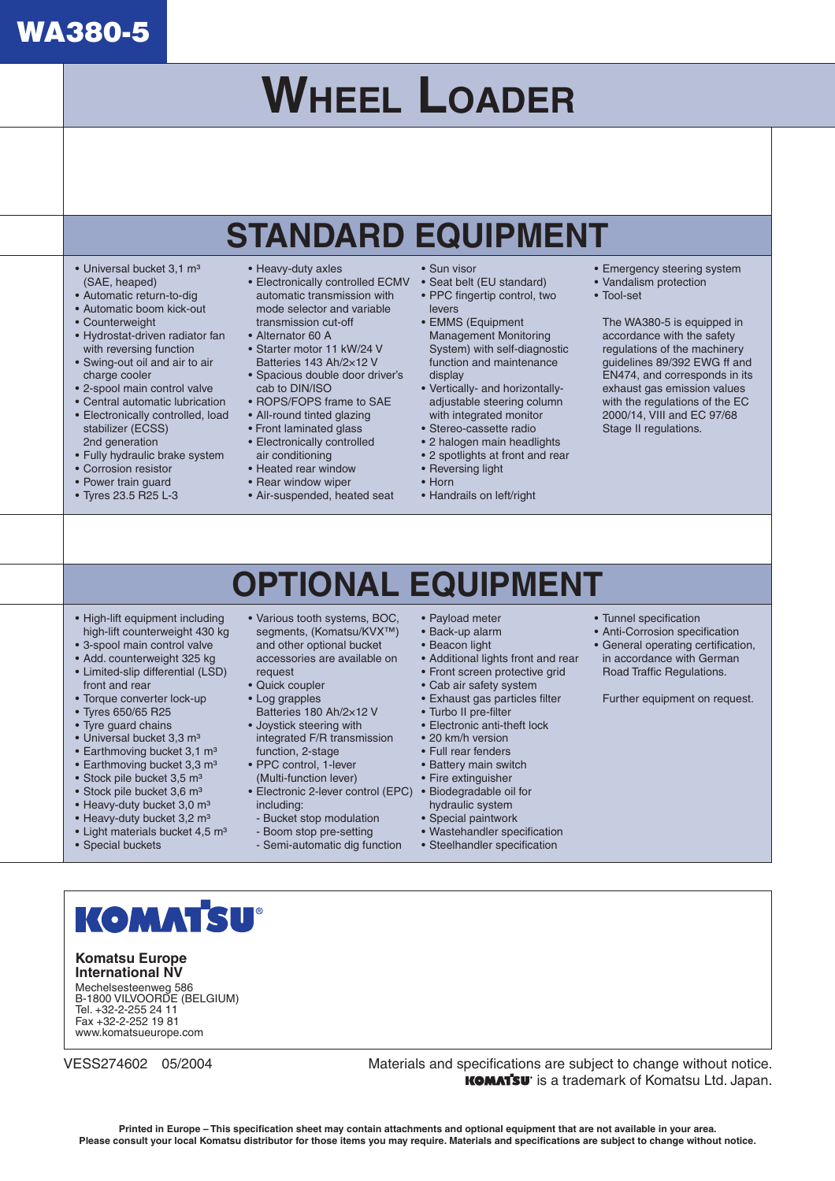# WA380-5

# Wheel Loader

## STANDARD EQUIPMENT

- Universal bucket 3,1 m³ (SAE, heaped)
- Automatic return-to-dig
- Automatic boom kick-out
- Counterweight
- Hydrostat-driven radiator fan with reversing function
- Swing-out oil and air to air charge cooler
- 2-spool main control valve
- Central automatic lubrication
- Electronically controlled, load stabilizer (ECSS) 2nd generation
- Fully hydraulic brake system
- Corrosion resistor
- Power train guard
- Tyres 23.5 R25 L-3
- Heavy-duty axles
- Electronically controlled ECMV automatic transmission with mode selector and variable transmission cut-off
- Alternator 60 A
- Starter motor 11 kW/24 V Batteries 143 Ah/2×12 V
- Spacious double door driver's cab to DIN/ISO
- ROPS/FOPS frame to SAE
- All-round tinted glazing
- Front laminated glass
- Electronically controlled air conditioning
- Heated rear window
- Rear window wiper
- Air-suspended, heated seat
- Sun visor
- Seat belt (EU standard)
- PPC fingertip control, two levers
- EMMS (Equipment Management Monitoring System) with self-diagnostic function and maintenance display
- Vertically- and horizontally-adjustable steering column with integrated monitor
- Stereo-cassette radio
- 2 halogen main headlights
- 2 spotlights at front and rear
- Reversing light
- Horn
- Handrails on left/right
- Emergency steering system
- Vandalism protection
- Tool-set

The WA380-5 is equipped in accordance with the safety regulations of the machinery guidelines 89/392 EWG ff and EN474, and corresponds in its exhaust gas emission values with the regulations of the EC 2000/14, VIII and EC 97/68 Stage II regulations.

## OPTIONAL EQUIPMENT

- High-lift equipment including high-lift counterweight 430 kg
- 3-spool main control valve
- Add. counterweight 325 kg
- Limited-slip differential (LSD) front and rear
- Torque converter lock-up
- Tyres 650/65 R25
- Tyre guard chains
- Universal bucket 3,3 m³
- Earthmoving bucket 3,1 m³
- Earthmoving bucket 3,3 m³
- Stock pile bucket 3,5 m³
- Stock pile bucket 3,6 m³
- Heavy-duty bucket 3,0 m³
- Heavy-duty bucket 3,2 m³
- Light materials bucket 4,5 m³
- Special buckets
- Various tooth systems, BOC, segments, (Komatsu/KVX™) and other optional bucket accessories are available on request
- Quick coupler
- Log grapples Batteries 180 Ah/2×12 V
- Joystick steering with integrated F/R transmission function, 2-stage
- PPC control, 1-lever (Multi-function lever)
- Electronic 2-lever control (EPC) including:
  - Bucket stop modulation
  - Boom stop pre-setting
  - Semi-automatic dig function
- Payload meter
- Back-up alarm
- Beacon light
- Additional lights front and rear
- Front screen protective grid
- Cab air safety system
- Exhaust gas particles filter
- Turbo II pre-filter
- Electronic anti-theft lock
- 20 km/h version
- Full rear fenders
- Battery main switch
- Fire extinguisher
- Biodegradable oil for hydraulic system
- Special paintwork
- Wastehandler specification
- Steelhandler specification
- Tunnel specification
- Anti-Corrosion specification
- General operating certification, in accordance with German Road Traffic Regulations.

Further equipment on request.

KOMATSU®

**Komatsu Europe International NV**

Mechelsesteenweg 586
B-1800 VILVOORDE (BELGIUM)
Tel. +32-2-255 24 11
Fax +32-2-252 19 81
www.komatsueurope.com

VESS274602 05/2004

Materials and specifications are subject to change without notice.
KOMATSU® is a trademark of Komatsu Ltd. Japan.

**Printed in Europe – This specification sheet may contain attachments and optional equipment that are not available in your area. Please consult your local Komatsu distributor for those items you may require. Materials and specifications are subject to change without notice.**